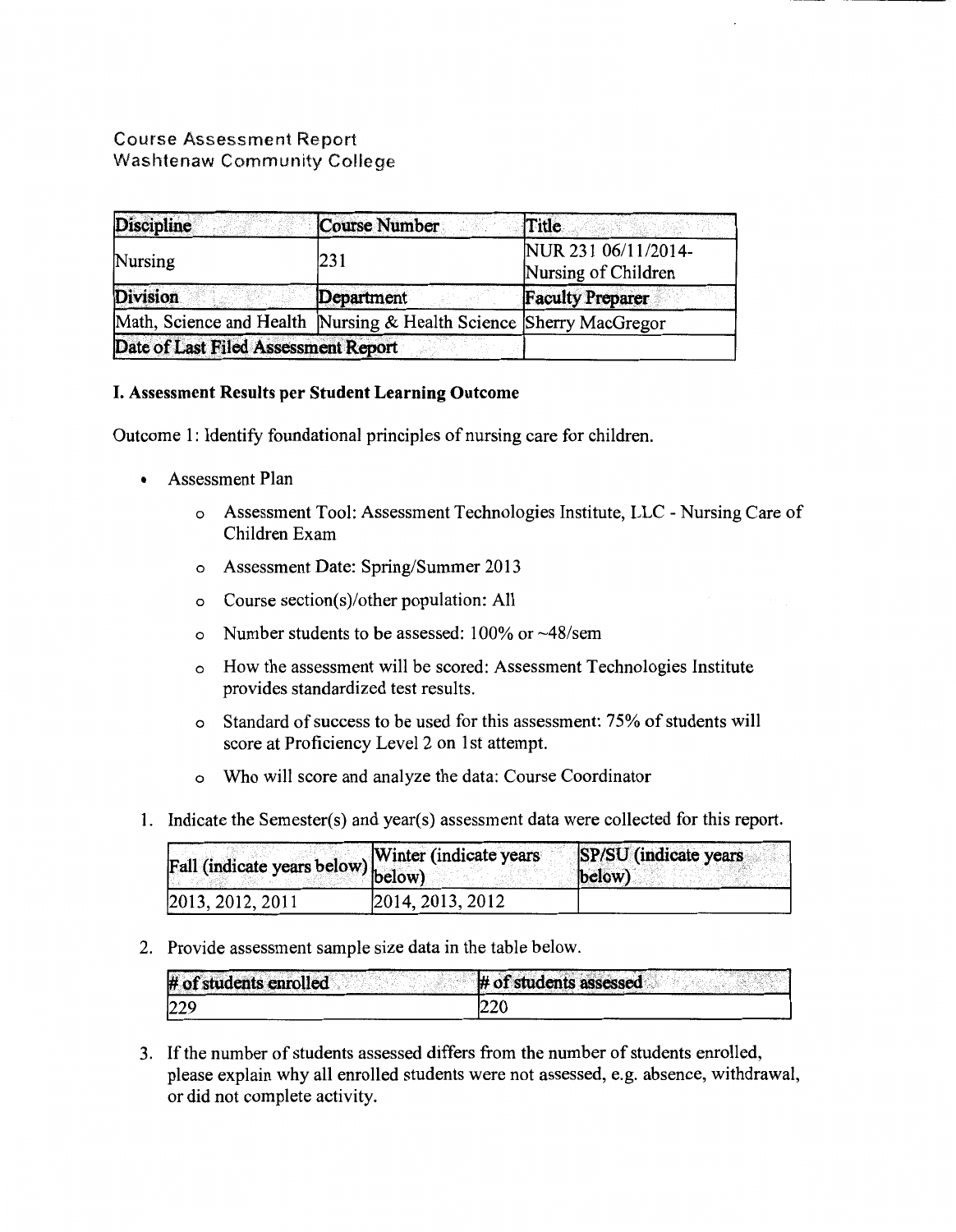Course Assessment Report
Washtenaw Community College

| Discipline | Course Number | Title |
| --- | --- | --- |
| Nursing | 231 | NUR 231 06/11/2014- Nursing of Children |
| **Division** | **Department** | **Faculty Preparer** |
| Math, Science and Health | Nursing & Health Science | Sherry MacGregor |
| **Date of Last Filed Assessment Report** | | |

**I. Assessment Results per Student Learning Outcome**

Outcome 1: Identify foundational principles of nursing care for children.

- Assessment Plan
    - Assessment Tool: Assessment Technologies Institute, LLC - Nursing Care of Children Exam
    - Assessment Date: Spring/Summer 2013
    - Course section(s)/other population: All
    - Number students to be assessed: 100% or ~48/sem
    - How the assessment will be scored: Assessment Technologies Institute provides standardized test results.
    - Standard of success to be used for this assessment: 75% of students will score at Proficiency Level 2 on 1st attempt.
    - Who will score and analyze the data: Course Coordinator

1. Indicate the Semester(s) and year(s) assessment data were collected for this report.

| Fall (indicate years below) | Winter (indicate years below) | SP/SU (indicate years below) |
| --- | --- | --- |
| 2013, 2012, 2011 | 2014, 2013, 2012 | |

2. Provide assessment sample size data in the table below.

| # of students enrolled | # of students assessed |
| --- | --- |
| 229 | 220 |

3. If the number of students assessed differs from the number of students enrolled, please explain why all enrolled students were not assessed, e.g. absence, withdrawal, or did not complete activity.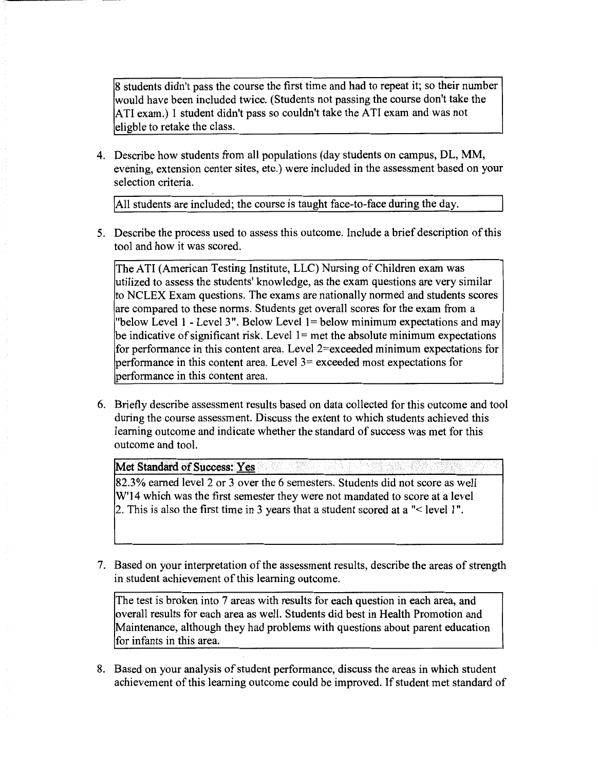8 students didn't pass the course the first time and had to repeat it; so their number would have been included twice. (Students not passing the course don't take the ATI exam.) 1 student didn't pass so couldn't take the ATI exam and was not eligble to retake the class.

4. Describe how students from all populations (day students on campus, DL, MM, evening, extension center sites, etc.) were included in the assessment based on your selection criteria.

All students are included; the course is taught face-to-face during the day.

5. Describe the process used to assess this outcome. Include a brief description of this tool and how it was scored.

The ATI (American Testing Institute, LLC) Nursing of Children exam was utilized to assess the students' knowledge, as the exam questions are very similar to NCLEX Exam questions. The exams are nationally normed and students scores are compared to these norms. Students get overall scores for the exam from a "below Level 1 - Level 3". Below Level 1= below minimum expectations and may be indicative of significant risk. Level 1= met the absolute minimum expectations for performance in this content area. Level 2=exceeded minimum expectations for performance in this content area. Level 3= exceeded most expectations for performance in this content area.

6. Briefly describe assessment results based on data collected for this outcome and tool during the course assessment. Discuss the extent to which students achieved this learning outcome and indicate whether the standard of success was met for this outcome and tool.

**Met Standard of Success: Yes**

82.3% earned level 2 or 3 over the 6 semesters. Students did not score as well W'14 which was the first semester they were not mandated to score at a level 2. This is also the first time in 3 years that a student scored at a "< level 1".

7. Based on your interpretation of the assessment results, describe the areas of strength in student achievement of this learning outcome.

The test is broken into 7 areas with results for each question in each area, and overall results for each area as well. Students did best in Health Promotion and Maintenance, although they had problems with questions about parent education for infants in this area.

8. Based on your analysis of student performance, discuss the areas in which student achievement of this learning outcome could be improved. If student met standard of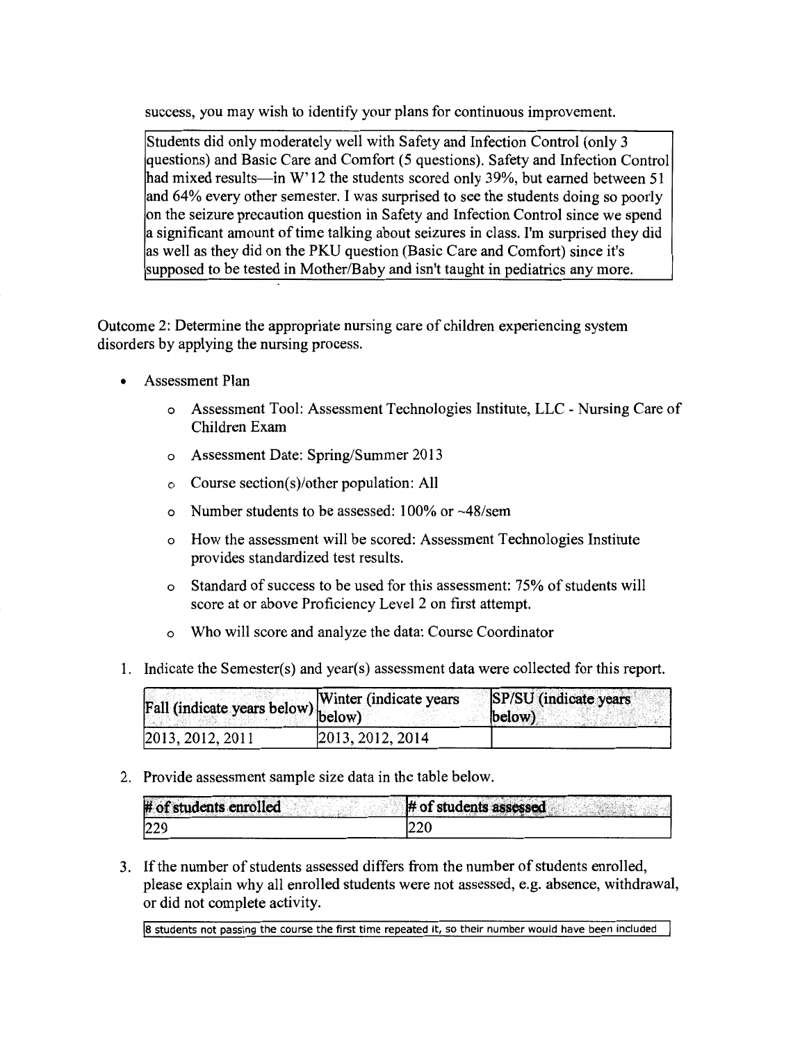success, you may wish to identify your plans for continuous improvement.

Students did only moderately well with Safety and Infection Control (only 3 questions) and Basic Care and Comfort (5 questions). Safety and Infection Control had mixed results—in W'12 the students scored only 39%, but earned between 51 and 64% every other semester. I was surprised to see the students doing so poorly on the seizure precaution question in Safety and Infection Control since we spend a significant amount of time talking about seizures in class. I'm surprised they did as well as they did on the PKU question (Basic Care and Comfort) since it's supposed to be tested in Mother/Baby and isn't taught in pediatrics any more.

Outcome 2: Determine the appropriate nursing care of children experiencing system disorders by applying the nursing process.

- Assessment Plan
  - Assessment Tool: Assessment Technologies Institute, LLC - Nursing Care of Children Exam
  - Assessment Date: Spring/Summer 2013
  - Course section(s)/other population: All
  - Number students to be assessed: 100% or ~48/sem
  - How the assessment will be scored: Assessment Technologies Institute provides standardized test results.
  - Standard of success to be used for this assessment: 75% of students will score at or above Proficiency Level 2 on first attempt.
  - Who will score and analyze the data: Course Coordinator

1. Indicate the Semester(s) and year(s) assessment data were collected for this report.

| Fall (indicate years below) | Winter (indicate years below) | SP/SU (indicate years below) |
| --- | --- | --- |
| 2013, 2012, 2011 | 2013, 2012, 2014 | |

2. Provide assessment sample size data in the table below.

| # of students enrolled | # of students assessed |
| --- | --- |
| 229 | 220 |

3. If the number of students assessed differs from the number of students enrolled, please explain why all enrolled students were not assessed, e.g. absence, withdrawal, or did not complete activity.

8 students not passing the course the first time repeated it, so their number would have been included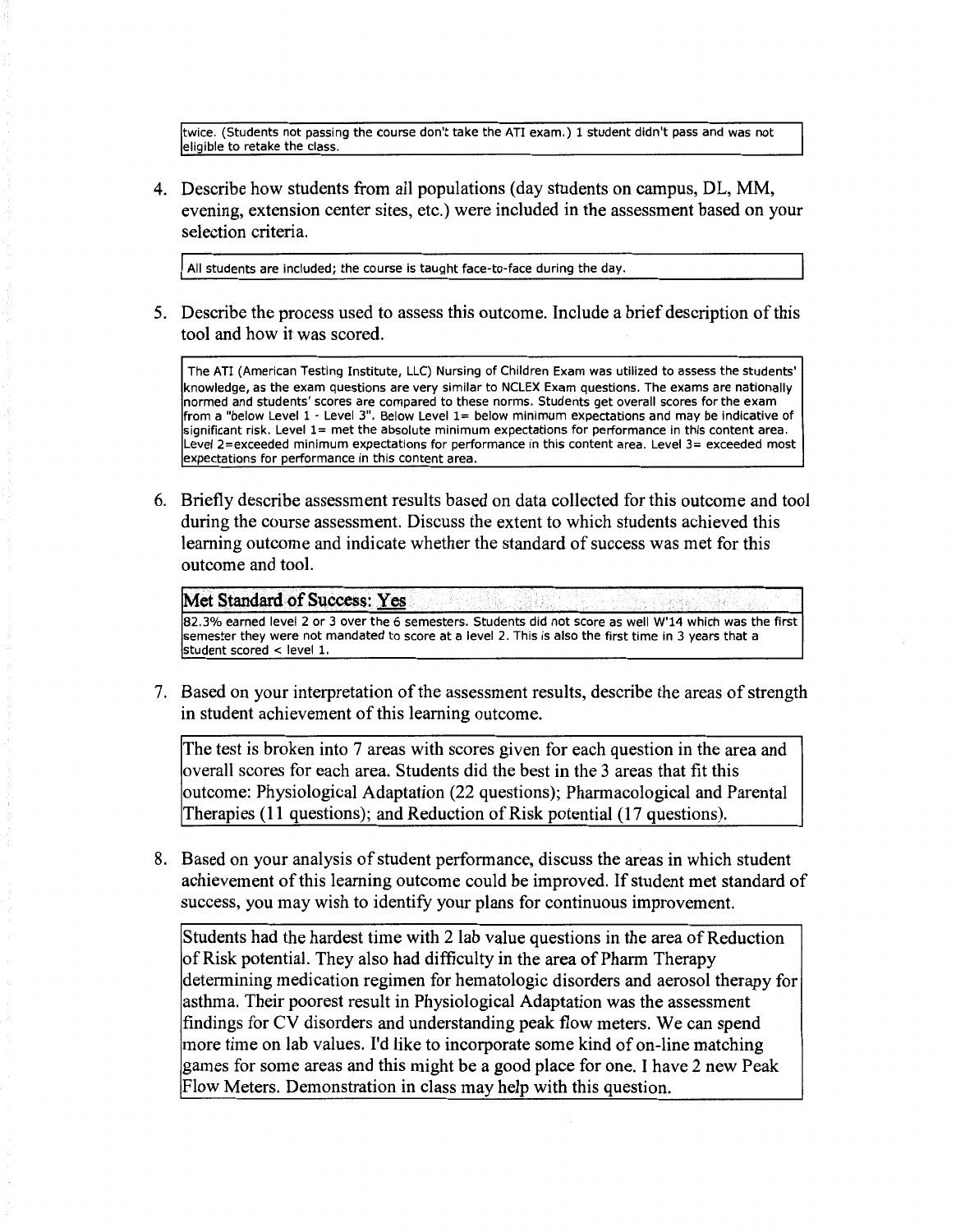twice. (Students not passing the course don't take the ATI exam.) 1 student didn't pass and was not eligible to retake the class.

4. Describe how students from all populations (day students on campus, DL, MM, evening, extension center sites, etc.) were included in the assessment based on your selection criteria.

All students are included; the course is taught face-to-face during the day.

5. Describe the process used to assess this outcome. Include a brief description of this tool and how it was scored.

The ATI (American Testing Institute, LLC) Nursing of Children Exam was utilized to assess the students' knowledge, as the exam questions are very similar to NCLEX Exam questions. The exams are nationally normed and students' scores are compared to these norms. Students get overall scores for the exam from a "below Level 1 - Level 3". Below Level 1= below minimum expectations and may be indicative of significant risk. Level 1= met the absolute minimum expectations for performance in this content area. Level 2=exceeded minimum expectations for performance in this content area. Level 3= exceeded most expectations for performance in this content area.

6. Briefly describe assessment results based on data collected for this outcome and tool during the course assessment. Discuss the extent to which students achieved this learning outcome and indicate whether the standard of success was met for this outcome and tool.

**Met Standard of Success: Yes**

82.3% earned level 2 or 3 over the 6 semesters. Students did not score as well W'14 which was the first semester they were not mandated to score at a level 2. This is also the first time in 3 years that a student scored < level 1.

7. Based on your interpretation of the assessment results, describe the areas of strength in student achievement of this learning outcome.

The test is broken into 7 areas with scores given for each question in the area and overall scores for each area. Students did the best in the 3 areas that fit this outcome: Physiological Adaptation (22 questions); Pharmacological and Parental Therapies (11 questions); and Reduction of Risk potential (17 questions).

8. Based on your analysis of student performance, discuss the areas in which student achievement of this learning outcome could be improved. If student met standard of success, you may wish to identify your plans for continuous improvement.

Students had the hardest time with 2 lab value questions in the area of Reduction of Risk potential. They also had difficulty in the area of Pharm Therapy determining medication regimen for hematologic disorders and aerosol therapy for asthma. Their poorest result in Physiological Adaptation was the assessment findings for CV disorders and understanding peak flow meters. We can spend more time on lab values. I'd like to incorporate some kind of on-line matching games for some areas and this might be a good place for one. I have 2 new Peak Flow Meters. Demonstration in class may help with this question.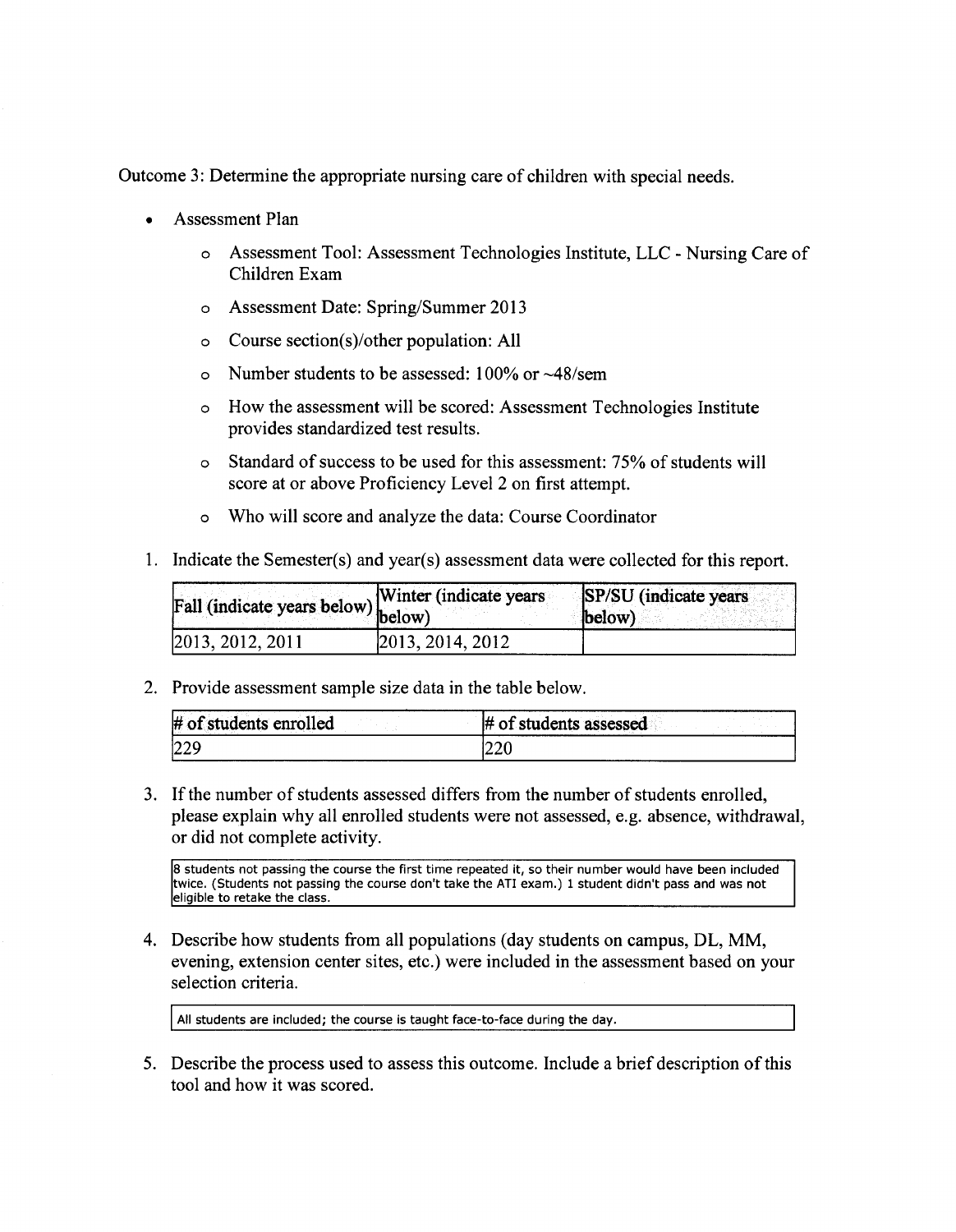Outcome 3: Determine the appropriate nursing care of children with special needs.

- Assessment Plan
  - Assessment Tool: Assessment Technologies Institute, LLC - Nursing Care of Children Exam
  - Assessment Date: Spring/Summer 2013
  - Course section(s)/other population: All
  - Number students to be assessed: 100% or ~48/sem
  - How the assessment will be scored: Assessment Technologies Institute provides standardized test results.
  - Standard of success to be used for this assessment: 75% of students will score at or above Proficiency Level 2 on first attempt.
  - Who will score and analyze the data: Course Coordinator

1. Indicate the Semester(s) and year(s) assessment data were collected for this report.

| Fall (indicate years below) | Winter (indicate years below) | SP/SU (indicate years below) |
|---|---|---|
| 2013, 2012, 2011 | 2013, 2014, 2012 | |

2. Provide assessment sample size data in the table below.

| # of students enrolled | # of students assessed |
|---|---|
| 229 | 220 |

3. If the number of students assessed differs from the number of students enrolled, please explain why all enrolled students were not assessed, e.g. absence, withdrawal, or did not complete activity.

   8 students not passing the course the first time repeated it, so their number would have been included twice. (Students not passing the course don't take the ATI exam.) 1 student didn't pass and was not eligible to retake the class.

4. Describe how students from all populations (day students on campus, DL, MM, evening, extension center sites, etc.) were included in the assessment based on your selection criteria.

   All students are included; the course is taught face-to-face during the day.

5. Describe the process used to assess this outcome. Include a brief description of this tool and how it was scored.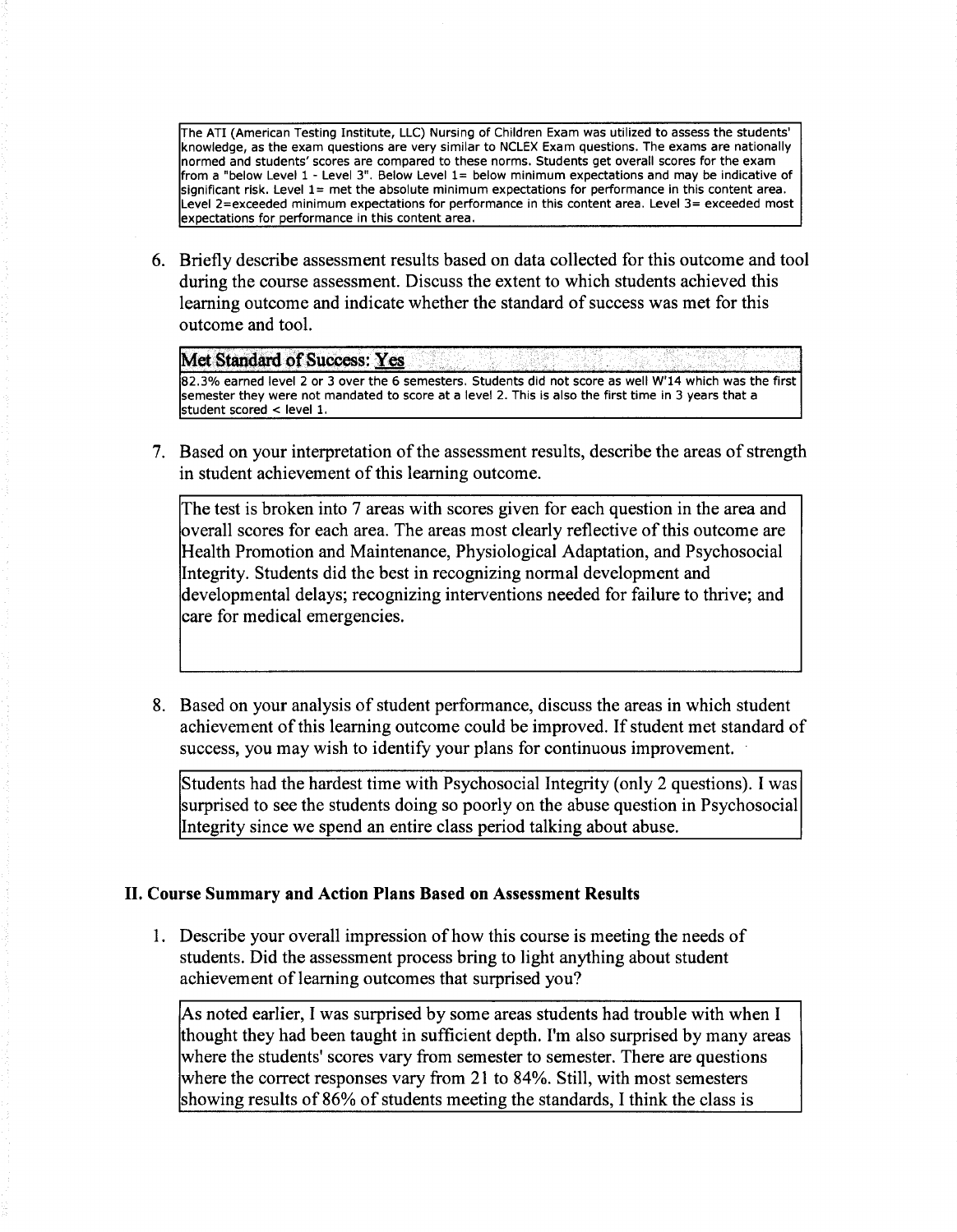The ATI (American Testing Institute, LLC) Nursing of Children Exam was utilized to assess the students' knowledge, as the exam questions are very similar to NCLEX Exam questions. The exams are nationally normed and students' scores are compared to these norms. Students get overall scores for the exam from a "below Level 1 - Level 3". Below Level 1= below minimum expectations and may be indicative of significant risk. Level 1= met the absolute minimum expectations for performance in this content area. Level 2=exceeded minimum expectations for performance in this content area. Level 3= exceeded most expectations for performance in this content area.

6. Briefly describe assessment results based on data collected for this outcome and tool during the course assessment. Discuss the extent to which students achieved this learning outcome and indicate whether the standard of success was met for this outcome and tool.

**Met Standard of Success: Yes**

82.3% earned level 2 or 3 over the 6 semesters. Students did not score as well W'14 which was the first semester they were not mandated to score at a level 2. This is also the first time in 3 years that a student scored < level 1.

7. Based on your interpretation of the assessment results, describe the areas of strength in student achievement of this learning outcome.

The test is broken into 7 areas with scores given for each question in the area and overall scores for each area. The areas most clearly reflective of this outcome are Health Promotion and Maintenance, Physiological Adaptation, and Psychosocial Integrity. Students did the best in recognizing normal development and developmental delays; recognizing interventions needed for failure to thrive; and care for medical emergencies.

8. Based on your analysis of student performance, discuss the areas in which student achievement of this learning outcome could be improved. If student met standard of success, you may wish to identify your plans for continuous improvement.

Students had the hardest time with Psychosocial Integrity (only 2 questions). I was surprised to see the students doing so poorly on the abuse question in Psychosocial Integrity since we spend an entire class period talking about abuse.

## II. Course Summary and Action Plans Based on Assessment Results

1. Describe your overall impression of how this course is meeting the needs of students. Did the assessment process bring to light anything about student achievement of learning outcomes that surprised you?

As noted earlier, I was surprised by some areas students had trouble with when I thought they had been taught in sufficient depth. I'm also surprised by many areas where the students' scores vary from semester to semester. There are questions where the correct responses vary from 21 to 84%. Still, with most semesters showing results of 86% of students meeting the standards, I think the class is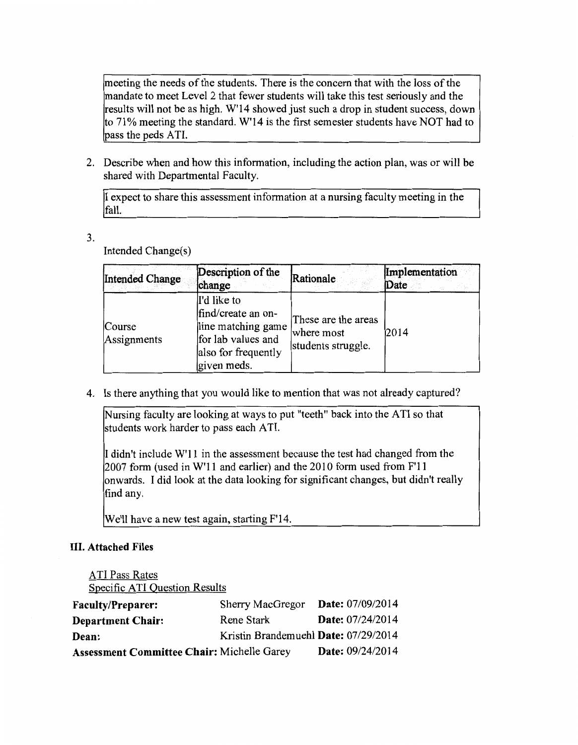meeting the needs of the students. There is the concern that with the loss of the mandate to meet Level 2 that fewer students will take this test seriously and the results will not be as high. W'14 showed just such a drop in student success, down to 71% meeting the standard. W'14 is the first semester students have NOT had to pass the peds ATI.

2. Describe when and how this information, including the action plan, was or will be shared with Departmental Faculty.

I expect to share this assessment information at a nursing faculty meeting in the fall.

3. Intended Change(s)

| Intended Change | Description of the change | Rationale | Implementation Date |
|---|---|---|---|
| Course Assignments | I'd like to find/create an on-line matching game for lab values and also for frequently given meds. | These are the areas where most students struggle. | 2014 |

4. Is there anything that you would like to mention that was not already captured?

Nursing faculty are looking at ways to put "teeth" back into the ATI so that students work harder to pass each ATI.

I didn't include W'11 in the assessment because the test had changed from the 2007 form (used in W'11 and earlier) and the 2010 form used from F'11 onwards. I did look at the data looking for significant changes, but didn't really find any.

We'll have a new test again, starting F'14.

### III. Attached Files

ATI Pass Rates
Specific ATI Question Results

**Faculty/Preparer:** Sherry MacGregor **Date:** 07/09/2014
**Department Chair:** Rene Stark **Date:** 07/24/2014
**Dean:** Kristin Brandemuehl **Date:** 07/29/2014
**Assessment Committee Chair:** Michelle Garey **Date:** 09/24/2014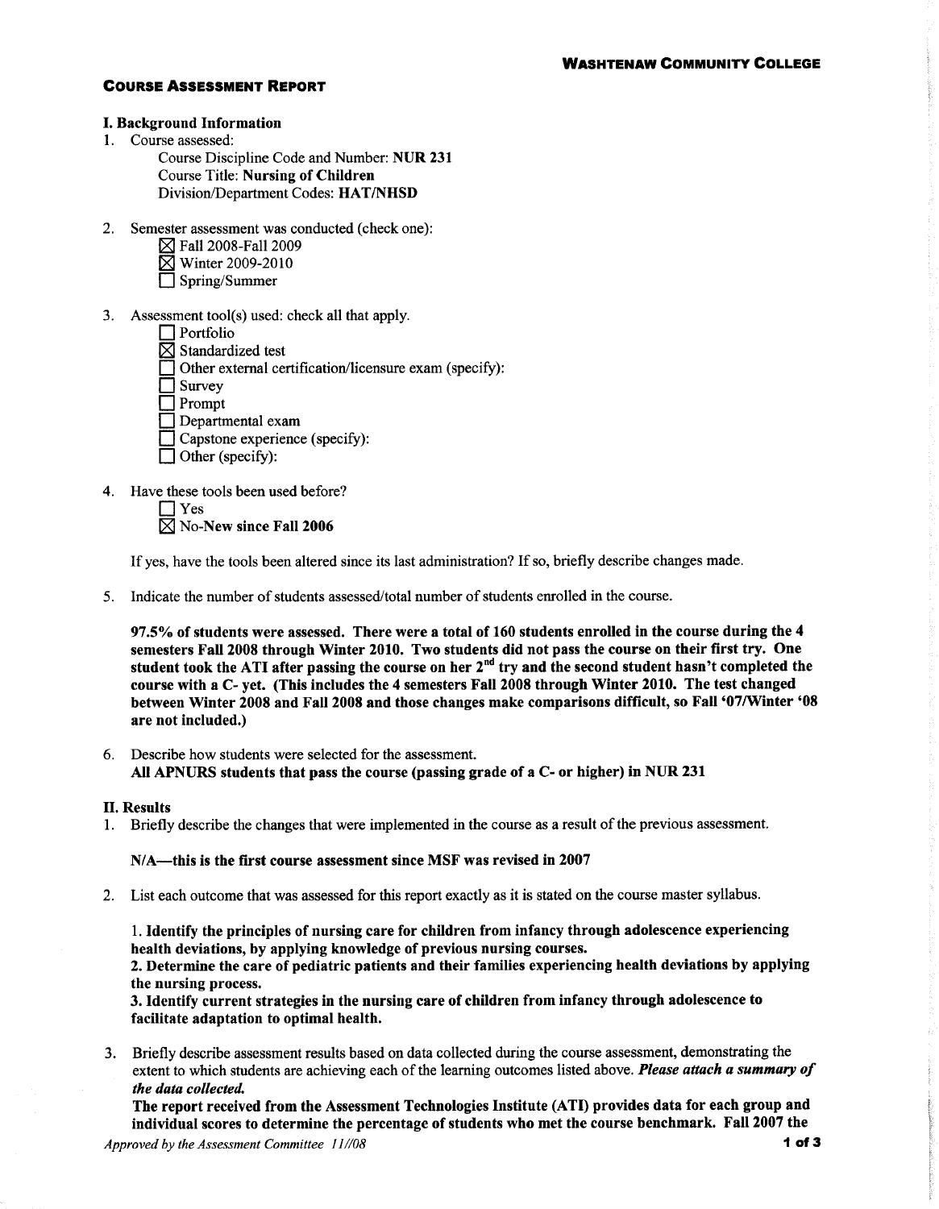**WASHTENAW COMMUNITY COLLEGE**

## COURSE ASSESSMENT REPORT

### I. Background Information

1. Course assessed:
   Course Discipline Code and Number: **NUR 231**
   Course Title: **Nursing of Children**
   Division/Department Codes: **HAT/NHSD**

2. Semester assessment was conducted (check one):
   - ☒ Fall 2008-Fall 2009
   - ☒ Winter 2009-2010
   - ☐ Spring/Summer

3. Assessment tool(s) used: check all that apply.
   - ☐ Portfolio
   - ☒ Standardized test
   - ☐ Other external certification/licensure exam (specify):
   - ☐ Survey
   - ☐ Prompt
   - ☐ Departmental exam
   - ☐ Capstone experience (specify):
   - ☐ Other (specify):

4. Have these tools been used before?
   - ☐ Yes
   - ☒ No-**New since Fall 2006**

   If yes, have the tools been altered since its last administration? If so, briefly describe changes made.

5. Indicate the number of students assessed/total number of students enrolled in the course.

   **97.5% of students were assessed. There were a total of 160 students enrolled in the course during the 4 semesters Fall 2008 through Winter 2010. Two students did not pass the course on their first try. One student took the ATI after passing the course on her 2nd try and the second student hasn't completed the course with a C- yet. (This includes the 4 semesters Fall 2008 through Winter 2010. The test changed between Winter 2008 and Fall 2008 and those changes make comparisons difficult, so Fall '07/Winter '08 are not included.)**

6. Describe how students were selected for the assessment.
   **All APNURS students that pass the course (passing grade of a C- or higher) in NUR 231**

### II. Results

1. Briefly describe the changes that were implemented in the course as a result of the previous assessment.

   **N/A—this is the first course assessment since MSF was revised in 2007**

2. List each outcome that was assessed for this report exactly as it is stated on the course master syllabus.

   **1. Identify the principles of nursing care for children from infancy through adolescence experiencing health deviations, by applying knowledge of previous nursing courses.**
   **2. Determine the care of pediatric patients and their families experiencing health deviations by applying the nursing process.**
   **3. Identify current strategies in the nursing care of children from infancy through adolescence to facilitate adaptation to optimal health.**

3. Briefly describe assessment results based on data collected during the course assessment, demonstrating the extent to which students are achieving each of the learning outcomes listed above. ***Please attach a summary of the data collected.***
   **The report received from the Assessment Technologies Institute (ATI) provides data for each group and individual scores to determine the percentage of students who met the course benchmark. Fall 2007 the**

*Approved by the Assessment Committee 11//08*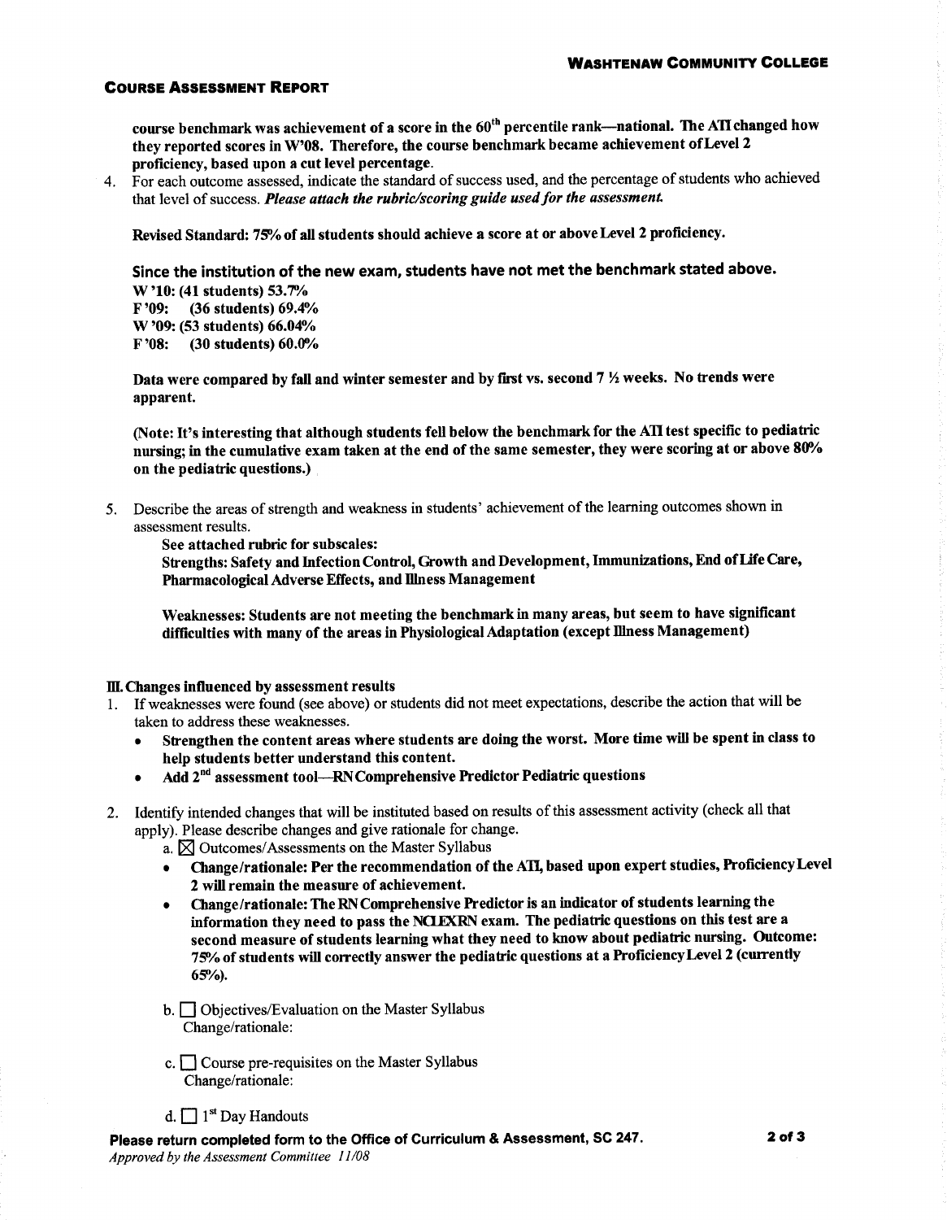course benchmark was achievement of a score in the 60th percentile rank—national. The ATI changed how they reported scores in W'08. Therefore, the course benchmark became achievement of Level 2 proficiency, based upon a cut level percentage.

4. For each outcome assessed, indicate the standard of success used, and the percentage of students who achieved that level of success. ***Please attach the rubric/scoring guide used for the assessment.***

   **Revised Standard: 75% of all students should achieve a score at or above Level 2 proficiency.**

   **Since the institution of the new exam, students have not met the benchmark stated above.**
   **W '10: (41 students) 53.7%**
   **F '09: (36 students) 69.4%**
   **W '09: (53 students) 66.04%**
   **F '08: (30 students) 60.0%**

   **Data were compared by fall and winter semester and by first vs. second 7 ½ weeks. No trends were apparent.**

   **(Note: It's interesting that although students fell below the benchmark for the ATI test specific to pediatric nursing; in the cumulative exam taken at the end of the same semester, they were scoring at or above 80% on the pediatric questions.)**

5. Describe the areas of strength and weakness in students' achievement of the learning outcomes shown in assessment results.
   **See attached rubric for subscales:**
   **Strengths: Safety and Infection Control, Growth and Development, Immunizations, End of Life Care, Pharmacological Adverse Effects, and Illness Management**

   **Weaknesses: Students are not meeting the benchmark in many areas, but seem to have significant difficulties with many of the areas in Physiological Adaptation (except Illness Management)**

**III. Changes influenced by assessment results**

1. If weaknesses were found (see above) or students did not meet expectations, describe the action that will be taken to address these weaknesses.
   - **Strengthen the content areas where students are doing the worst. More time will be spent in class to help students better understand this content.**
   - **Add 2nd assessment tool—RN Comprehensive Predictor Pediatric questions**

2. Identify intended changes that will be instituted based on results of this assessment activity (check all that apply). Please describe changes and give rationale for change.
   a. ☒ Outcomes/Assessments on the Master Syllabus
   - **Change/rationale: Per the recommendation of the ATI, based upon expert studies, Proficiency Level 2 will remain the measure of achievement.**
   - **Change/rationale: The RN Comprehensive Predictor is an indicator of students learning the information they need to pass the NCLEXRN exam. The pediatric questions on this test are a second measure of students learning what they need to know about pediatric nursing. Outcome: 75% of students will correctly answer the pediatric questions at a Proficiency Level 2 (currently 65%).**

   b. ☐ Objectives/Evaluation on the Master Syllabus
   Change/rationale:

   c. ☐ Course pre-requisites on the Master Syllabus
   Change/rationale:

   d. ☐ 1st Day Handouts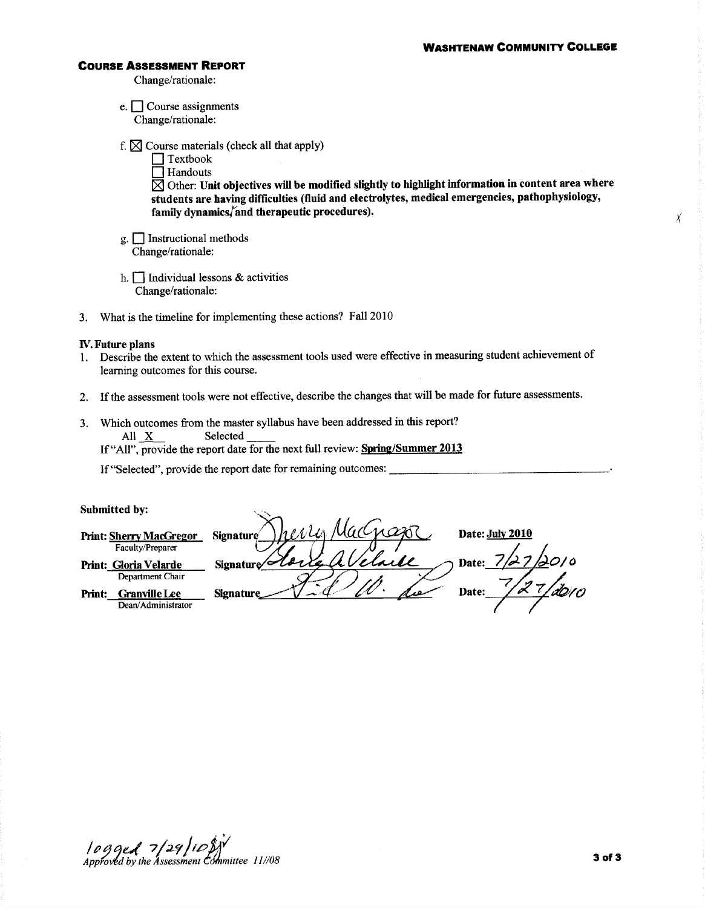**WASHTENAW COMMUNITY COLLEGE**

**COURSE ASSESSMENT REPORT**

Change/rationale:

e. ☐ Course assignments
Change/rationale:

f. ☒ Course materials (check all that apply)
☐ Textbook
☐ Handouts
☒ Other: **Unit objectives will be modified slightly to highlight information in content area where students are having difficulties (fluid and electrolytes, medical emergencies, pathophysiology, family dynamics, and therapeutic procedures).**

g. ☐ Instructional methods
Change/rationale:

h. ☐ Individual lessons & activities
Change/rationale:

3. What is the timeline for implementing these actions? Fall 2010

**IV. Future plans**

1. Describe the extent to which the assessment tools used were effective in measuring student achievement of learning outcomes for this course.

2. If the assessment tools were not effective, describe the changes that will be made for future assessments.

3. Which outcomes from the master syllabus have been addressed in this report?
All X Selected ____
If "All", provide the report date for the next full review: **Spring/Summer 2013**

If "Selected", provide the report date for remaining outcomes: ______________________.

**Submitted by:**

| | | |
|---|---|---|
| **Print: Sherry MacGregor** (Faculty/Preparer) | **Signature** Sherry MacGregor | **Date: July 2010** |
| **Print: Gloria Velarde** (Department Chair) | **Signature** Gloria A Velarde | **Date:** 7/27/2010 |
| **Print: Granville Lee** (Dean/Administrator) | **Signature** G. W. Lee | **Date:** 7/27/2010 |

logged 7/29/10

*Approved by the Assessment Committee 11//08*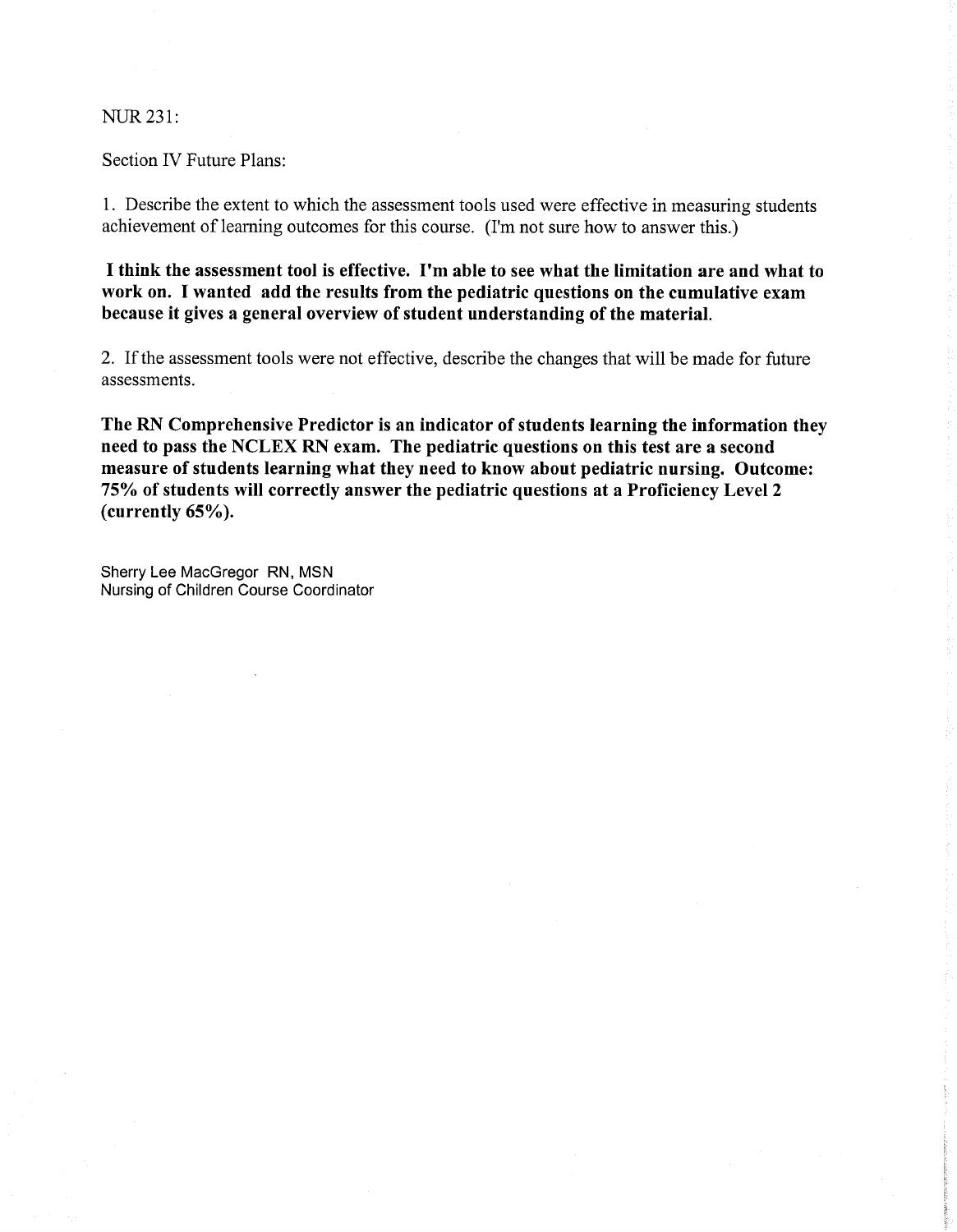NUR 231:

Section IV Future Plans:

1. Describe the extent to which the assessment tools used were effective in measuring students achievement of learning outcomes for this course. (I'm not sure how to answer this.)

**I think the assessment tool is effective. I'm able to see what the limitation are and what to work on. I wanted add the results from the pediatric questions on the cumulative exam because it gives a general overview of student understanding of the material.**

2. If the assessment tools were not effective, describe the changes that will be made for future assessments.

**The RN Comprehensive Predictor is an indicator of students learning the information they need to pass the NCLEX RN exam. The pediatric questions on this test are a second measure of students learning what they need to know about pediatric nursing. Outcome: 75% of students will correctly answer the pediatric questions at a Proficiency Level 2 (currently 65%).**

Sherry Lee MacGregor RN, MSN
Nursing of Children Course Coordinator